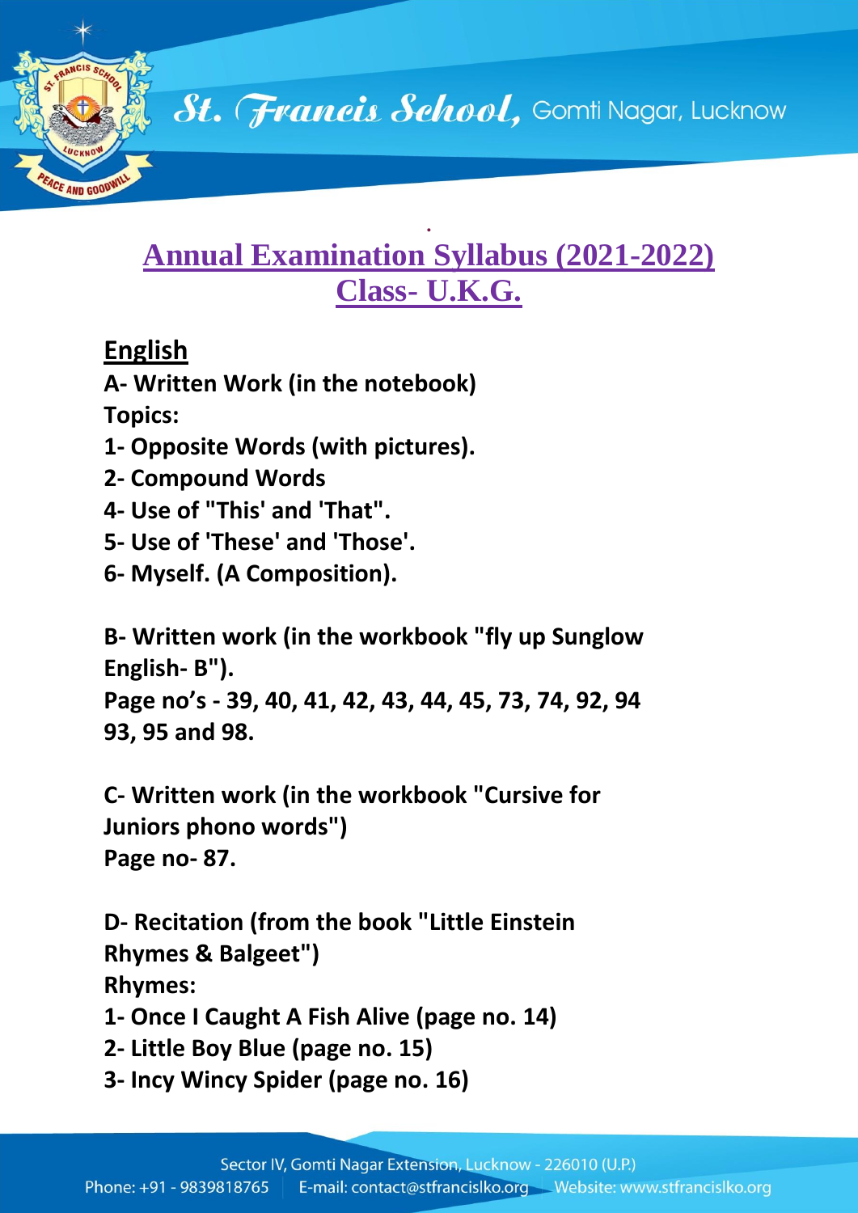## Annual Examination Syllabus (2021-2022)
## Class- U.K.G.

### English

**A- Written Work (in the notebook)**

**Topics:**

1- Opposite Words (with pictures).
2- Compound Words
4- Use of "This' and 'That".
5- Use of 'These' and 'Those'.
6- Myself. (A Composition).

**B- Written work (in the workbook "fly up Sunglow English- B").**

**Page no's - 39, 40, 41, 42, 43, 44, 45, 73, 74, 92, 94 93, 95 and 98.**

**C- Written work (in the workbook "Cursive for Juniors phono words")**

**Page no- 87.**

**D- Recitation (from the book "Little Einstein Rhymes & Balgeet")**

**Rhymes:**

1- Once I Caught A Fish Alive (page no. 14)
2- Little Boy Blue (page no. 15)
3- Incy Wincy Spider (page no. 16)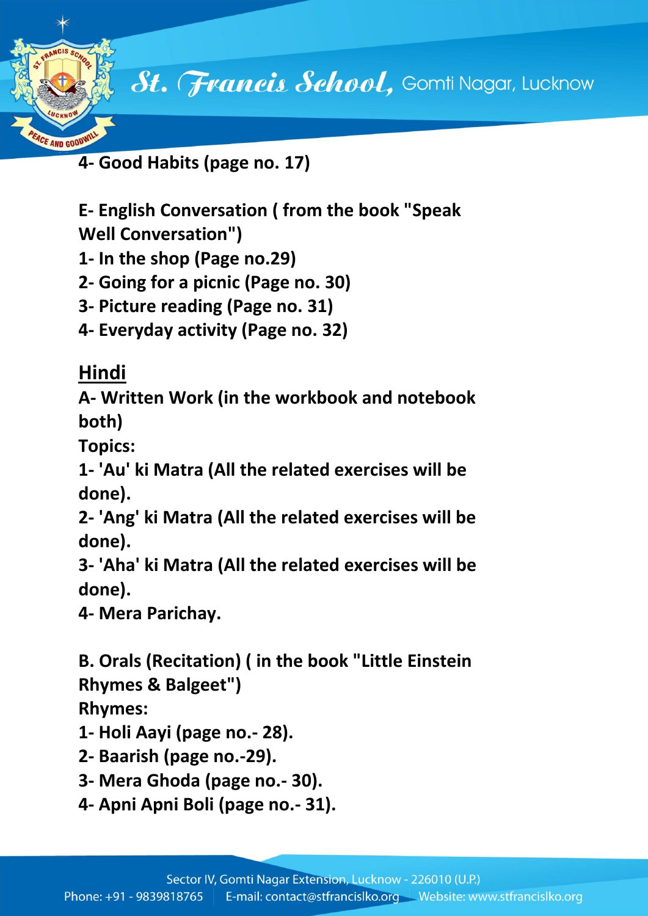**4- Good Habits (page no. 17)**

**E- English Conversation ( from the book "Speak Well Conversation")**
**1- In the shop (Page no.29)**
**2- Going for a picnic (Page no. 30)**
**3- Picture reading (Page no. 31)**
**4- Everyday activity (Page no. 32)**

## Hindi

**A- Written Work (in the workbook and notebook both)**
**Topics:**
**1- 'Au' ki Matra (All the related exercises will be done).**
**2- 'Ang' ki Matra (All the related exercises will be done).**
**3- 'Aha' ki Matra (All the related exercises will be done).**
**4- Mera Parichay.**

**B. Orals (Recitation) ( in the book "Little Einstein Rhymes & Balgeet")**
**Rhymes:**
**1- Holi Aayi (page no.- 28).**
**2- Baarish (page no.-29).**
**3- Mera Ghoda (page no.- 30).**
**4- Apni Apni Boli (page no.- 31).**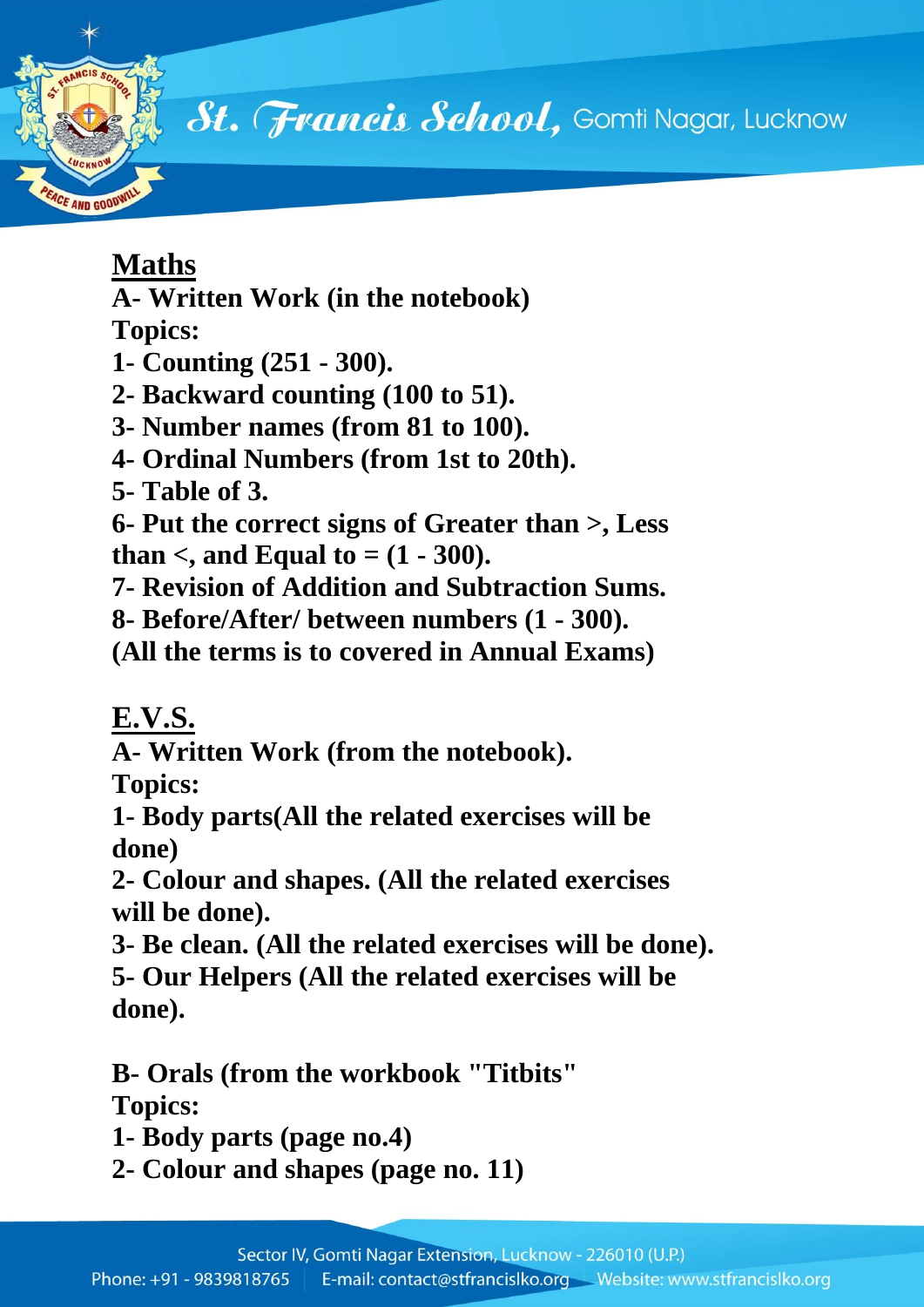## Maths

**A- Written Work (in the notebook)**

**Topics:**

**1- Counting (251 - 300).**

**2- Backward counting (100 to 51).**

**3- Number names (from 81 to 100).**

**4- Ordinal Numbers (from 1st to 20th).**

**5- Table of 3.**

**6- Put the correct signs of Greater than >, Less than <, and Equal to = (1 - 300).**

**7- Revision of Addition and Subtraction Sums.**

**8- Before/After/ between numbers (1 - 300).**

**(All the terms is to covered in Annual Exams)**

## E.V.S.

**A- Written Work (from the notebook).**

**Topics:**

**1- Body parts(All the related exercises will be done)**

**2- Colour and shapes. (All the related exercises will be done).**

**3- Be clean. (All the related exercises will be done).**

**5- Our Helpers (All the related exercises will be done).**

**B- Orals (from the workbook "Titbits"**

**Topics:**

**1- Body parts (page no.4)**

**2- Colour and shapes (page no. 11)**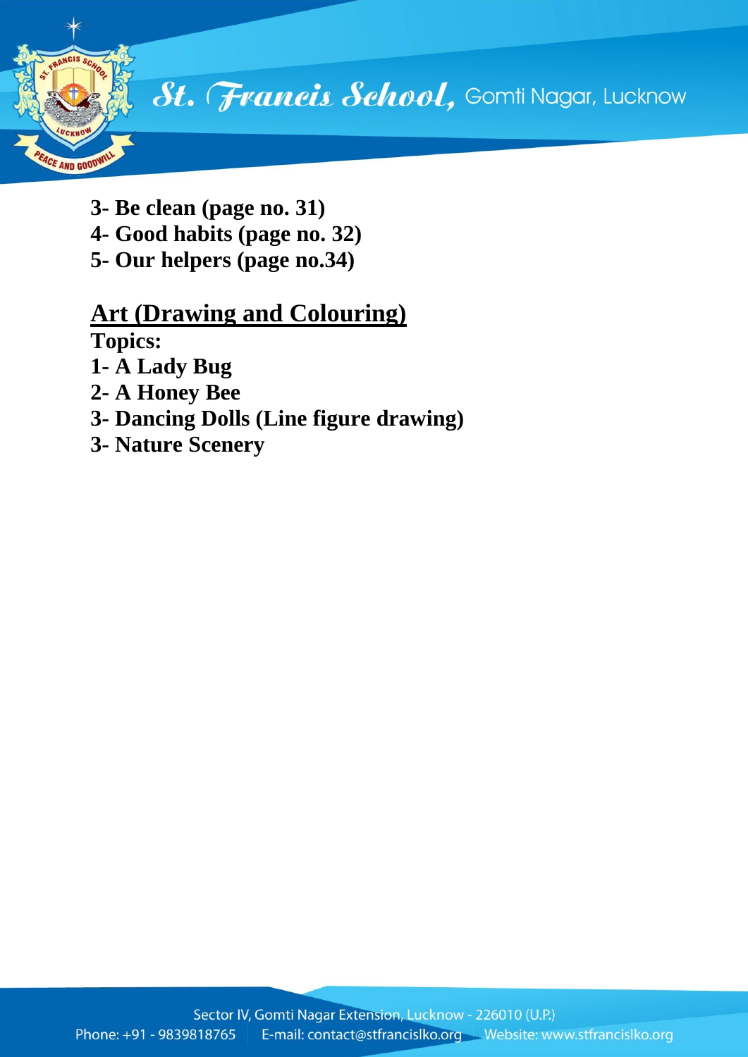3- Be clean (page no. 31)
4- Good habits (page no. 32)
5- Our helpers (page no.34)

## Art (Drawing and Colouring)

**Topics:**

1- A Lady Bug
2- A Honey Bee
3- Dancing Dolls (Line figure drawing)
3- Nature Scenery